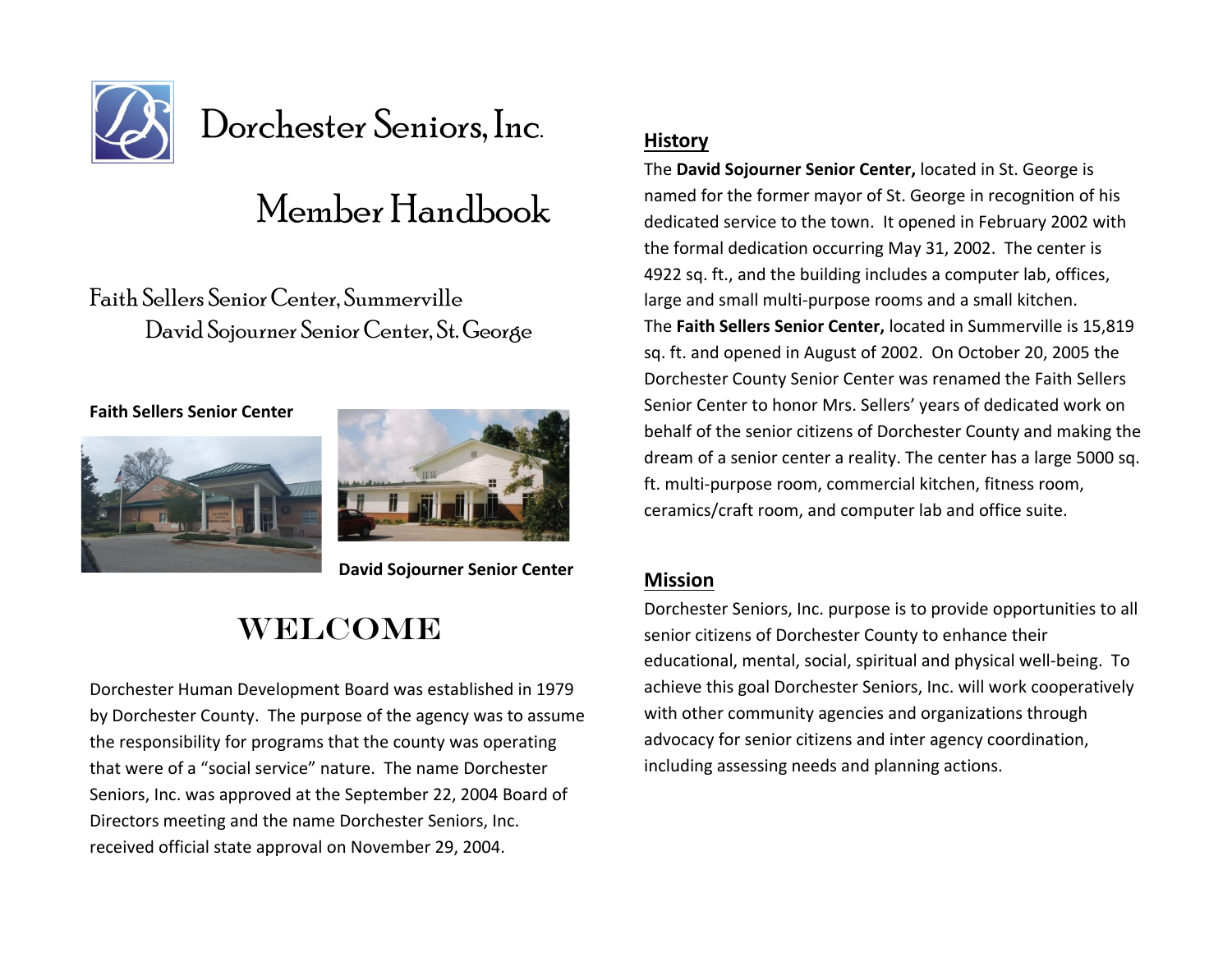# Dorchester Seniors, Inc.

# Member Handbook

Faith Sellers Senior Center, Summerville
David Sojourner Senior Center, St. George

**Faith Sellers Senior Center**

**David Sojourner Senior Center**

## WELCOME

Dorchester Human Development Board was established in 1979 by Dorchester County. The purpose of the agency was to assume the responsibility for programs that the county was operating that were of a "social service" nature. The name Dorchester Seniors, Inc. was approved at the September 22, 2004 Board of Directors meeting and the name Dorchester Seniors, Inc. received official state approval on November 29, 2004.

## History

The **David Sojourner Senior Center,** located in St. George is named for the former mayor of St. George in recognition of his dedicated service to the town. It opened in February 2002 with the formal dedication occurring May 31, 2002. The center is 4922 sq. ft., and the building includes a computer lab, offices, large and small multi-purpose rooms and a small kitchen.
The **Faith Sellers Senior Center,** located in Summerville is 15,819 sq. ft. and opened in August of 2002. On October 20, 2005 the Dorchester County Senior Center was renamed the Faith Sellers Senior Center to honor Mrs. Sellers' years of dedicated work on behalf of the senior citizens of Dorchester County and making the dream of a senior center a reality. The center has a large 5000 sq. ft. multi-purpose room, commercial kitchen, fitness room, ceramics/craft room, and computer lab and office suite.

## Mission

Dorchester Seniors, Inc. purpose is to provide opportunities to all senior citizens of Dorchester County to enhance their educational, mental, social, spiritual and physical well-being. To achieve this goal Dorchester Seniors, Inc. will work cooperatively with other community agencies and organizations through advocacy for senior citizens and inter agency coordination, including assessing needs and planning actions.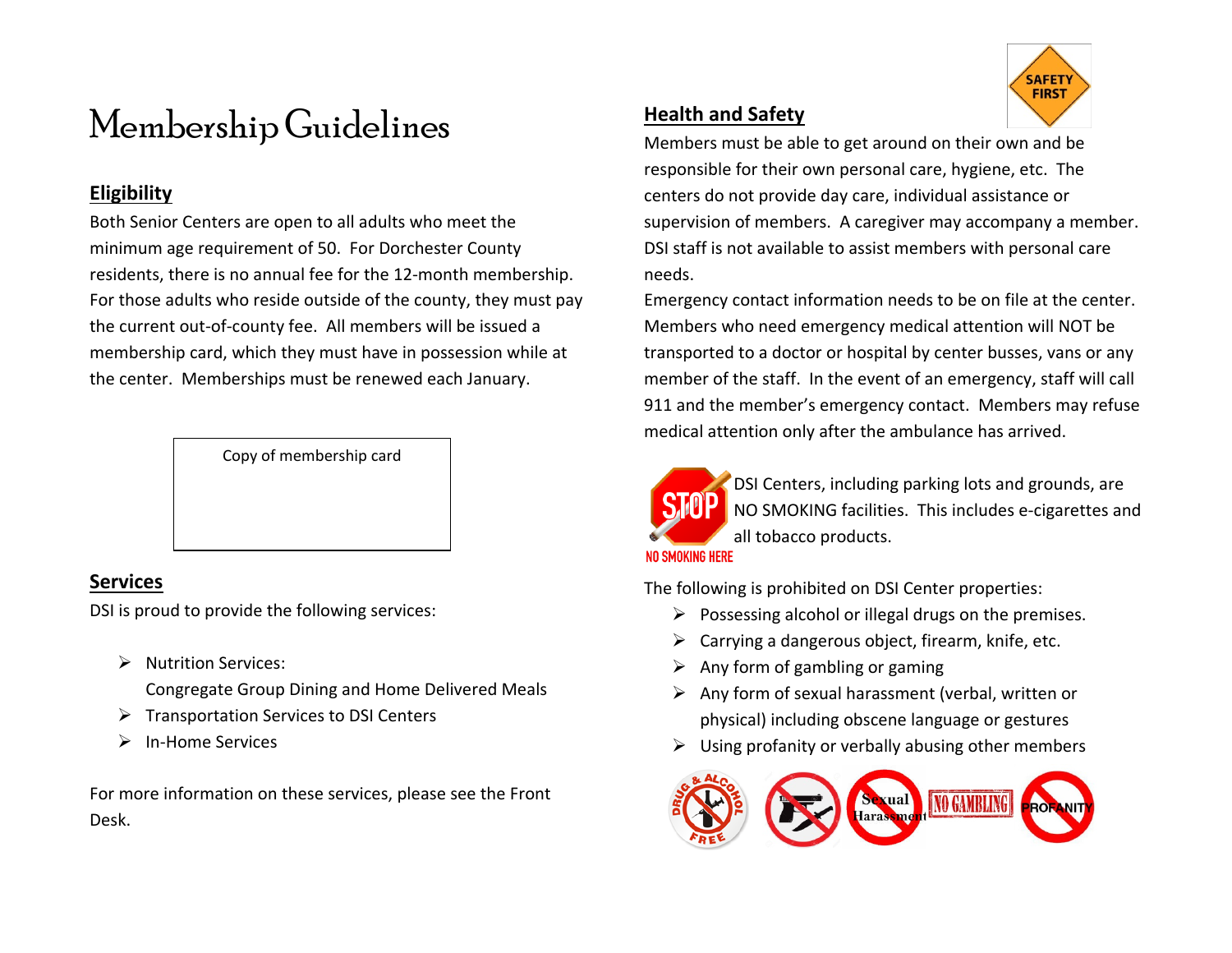# Membership Guidelines

## Eligibility

Both Senior Centers are open to all adults who meet the minimum age requirement of 50. For Dorchester County residents, there is no annual fee for the 12-month membership. For those adults who reside outside of the county, they must pay the current out-of-county fee. All members will be issued a membership card, which they must have in possession while at the center. Memberships must be renewed each January.

| Copy of membership card |
| --- |
| |

## Services

DSI is proud to provide the following services:

- Nutrition Services:
  Congregate Group Dining and Home Delivered Meals
- Transportation Services to DSI Centers
- In-Home Services

For more information on these services, please see the Front Desk.

## Health and Safety

Members must be able to get around on their own and be responsible for their own personal care, hygiene, etc. The centers do not provide day care, individual assistance or supervision of members. A caregiver may accompany a member. DSI staff is not available to assist members with personal care needs.

Emergency contact information needs to be on file at the center. Members who need emergency medical attention will NOT be transported to a doctor or hospital by center busses, vans or any member of the staff. In the event of an emergency, staff will call 911 and the member's emergency contact. Members may refuse medical attention only after the ambulance has arrived.

DSI Centers, including parking lots and grounds, are NO SMOKING facilities. This includes e-cigarettes and all tobacco products.

The following is prohibited on DSI Center properties:

- Possessing alcohol or illegal drugs on the premises.
- Carrying a dangerous object, firearm, knife, etc.
- Any form of gambling or gaming
- Any form of sexual harassment (verbal, written or physical) including obscene language or gestures
- Using profanity or verbally abusing other members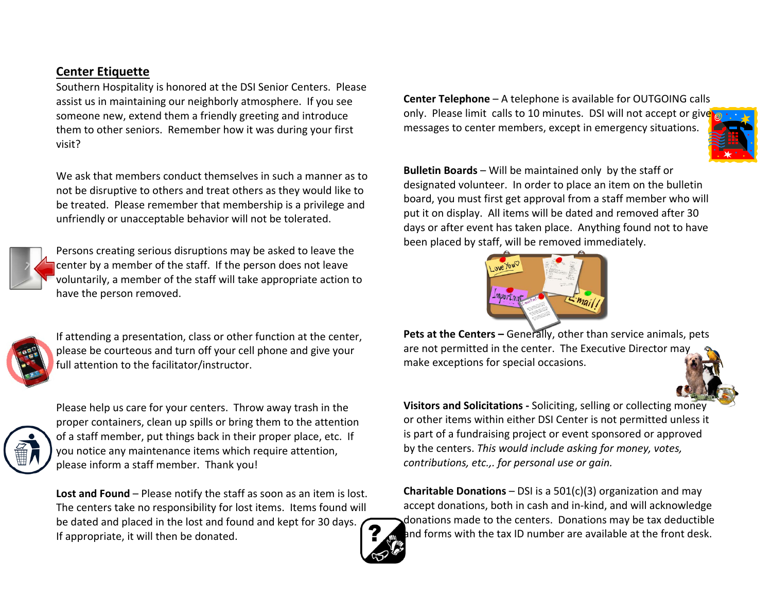## Center Etiquette

Southern Hospitality is honored at the DSI Senior Centers. Please assist us in maintaining our neighborly atmosphere. If you see someone new, extend them a friendly greeting and introduce them to other seniors. Remember how it was during your first visit?

We ask that members conduct themselves in such a manner as to not be disruptive to others and treat others as they would like to be treated. Please remember that membership is a privilege and unfriendly or unacceptable behavior will not be tolerated.

Persons creating serious disruptions may be asked to leave the center by a member of the staff. If the person does not leave voluntarily, a member of the staff will take appropriate action to have the person removed.

If attending a presentation, class or other function at the center, please be courteous and turn off your cell phone and give your full attention to the facilitator/instructor.

Please help us care for your centers. Throw away trash in the proper containers, clean up spills or bring them to the attention of a staff member, put things back in their proper place, etc. If you notice any maintenance items which require attention, please inform a staff member. Thank you!

**Lost and Found** – Please notify the staff as soon as an item is lost. The centers take no responsibility for lost items. Items found will be dated and placed in the lost and found and kept for 30 days. If appropriate, it will then be donated.

**Center Telephone** – A telephone is available for OUTGOING calls only. Please limit calls to 10 minutes. DSI will not accept or give messages to center members, except in emergency situations.

**Bulletin Boards** – Will be maintained only by the staff or designated volunteer. In order to place an item on the bulletin board, you must first get approval from a staff member who will put it on display. All items will be dated and removed after 30 days or after event has taken place. Anything found not to have been placed by staff, will be removed immediately.

**Pets at the Centers –** Generally, other than service animals, pets are not permitted in the center. The Executive Director may make exceptions for special occasions.

**Visitors and Solicitations -** Soliciting, selling or collecting money or other items within either DSI Center is not permitted unless it is part of a fundraising project or event sponsored or approved by the centers. *This would include asking for money, votes, contributions, etc.,. for personal use or gain.*

**Charitable Donations** – DSI is a 501(c)(3) organization and may accept donations, both in cash and in-kind, and will acknowledge donations made to the centers. Donations may be tax deductible and forms with the tax ID number are available at the front desk.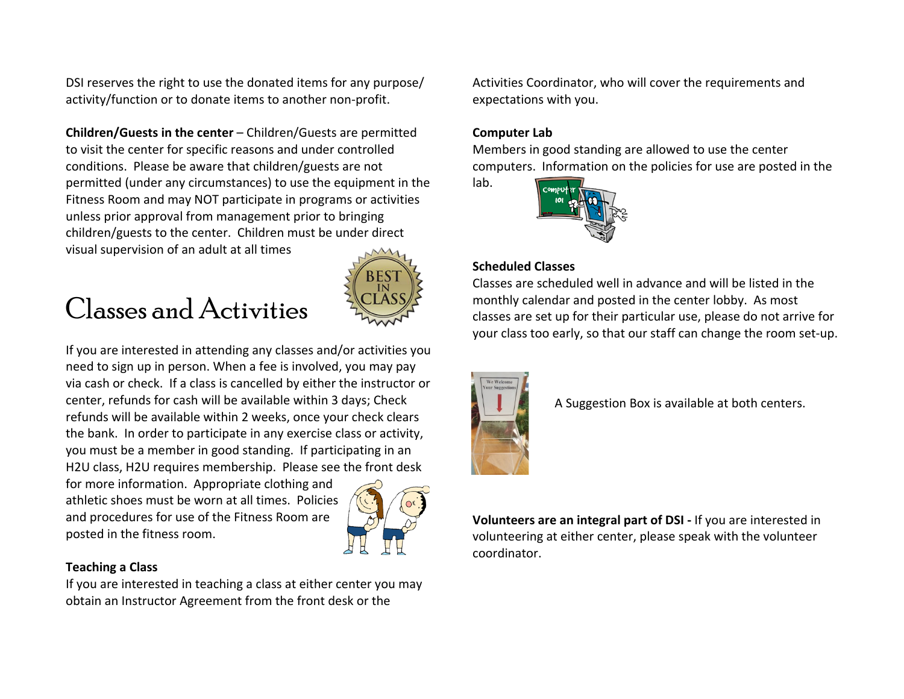DSI reserves the right to use the donated items for any purpose/ activity/function or to donate items to another non-profit.

**Children/Guests in the center** – Children/Guests are permitted to visit the center for specific reasons and under controlled conditions. Please be aware that children/guests are not permitted (under any circumstances) to use the equipment in the Fitness Room and may NOT participate in programs or activities unless prior approval from management prior to bringing children/guests to the center. Children must be under direct visual supervision of an adult at all times

# Classes and Activities

If you are interested in attending any classes and/or activities you need to sign up in person. When a fee is involved, you may pay via cash or check. If a class is cancelled by either the instructor or center, refunds for cash will be available within 3 days; Check refunds will be available within 2 weeks, once your check clears the bank. In order to participate in any exercise class or activity, you must be a member in good standing. If participating in an H2U class, H2U requires membership. Please see the front desk for more information. Appropriate clothing and athletic shoes must be worn at all times. Policies and procedures for use of the Fitness Room are posted in the fitness room.

**Teaching a Class**

If you are interested in teaching a class at either center you may obtain an Instructor Agreement from the front desk or the Activities Coordinator, who will cover the requirements and expectations with you.

**Computer Lab**

Members in good standing are allowed to use the center computers. Information on the policies for use are posted in the lab.

**Scheduled Classes**

Classes are scheduled well in advance and will be listed in the monthly calendar and posted in the center lobby. As most classes are set up for their particular use, please do not arrive for your class too early, so that our staff can change the room set-up.

A Suggestion Box is available at both centers.

**Volunteers are an integral part of DSI -** If you are interested in volunteering at either center, please speak with the volunteer coordinator.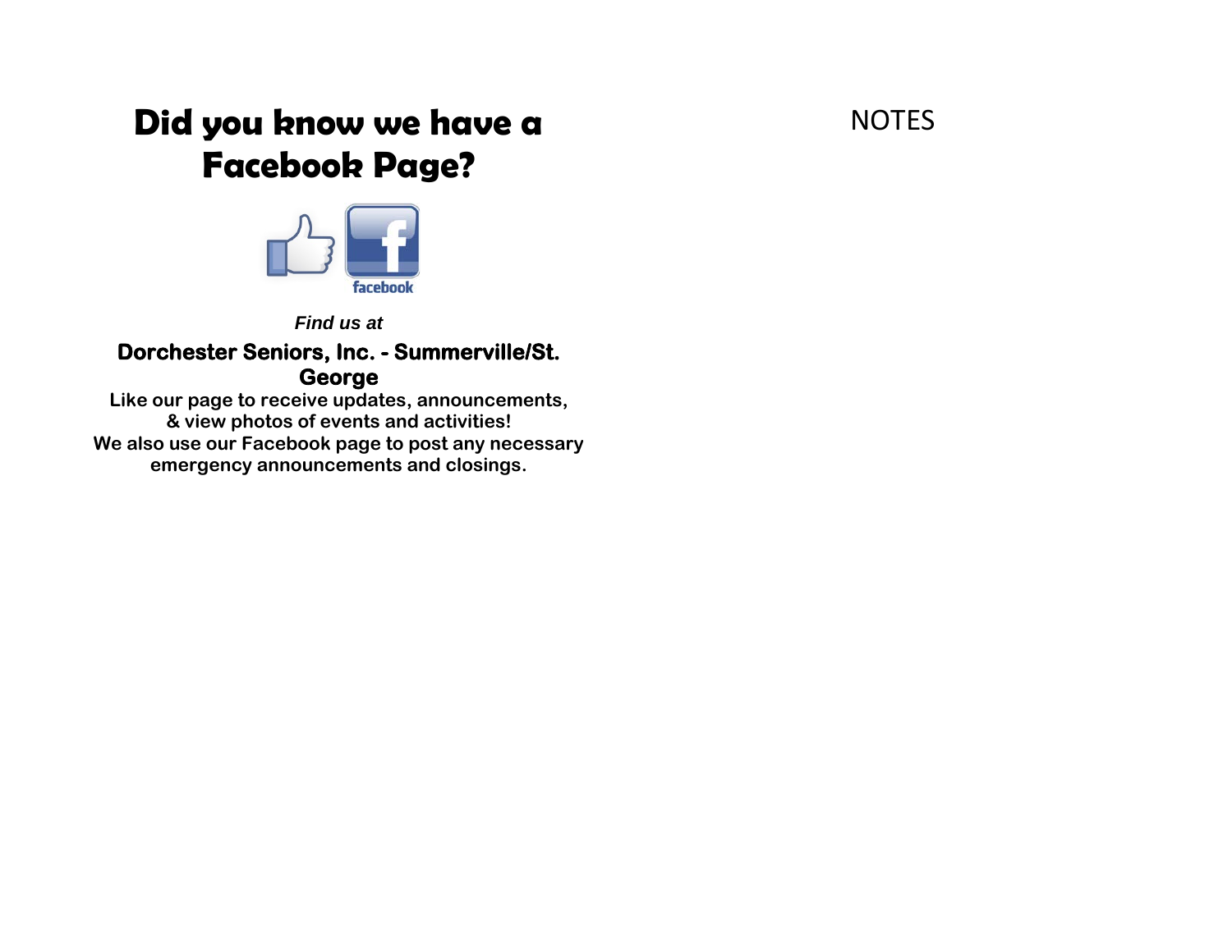# Did you know we have a Facebook Page?

*Find us at*

**Dorchester Seniors, Inc. - Summerville/St. George**

**Like our page to receive updates, announcements, & view photos of events and activities!**

**We also use our Facebook page to post any necessary emergency announcements and closings.**

NOTES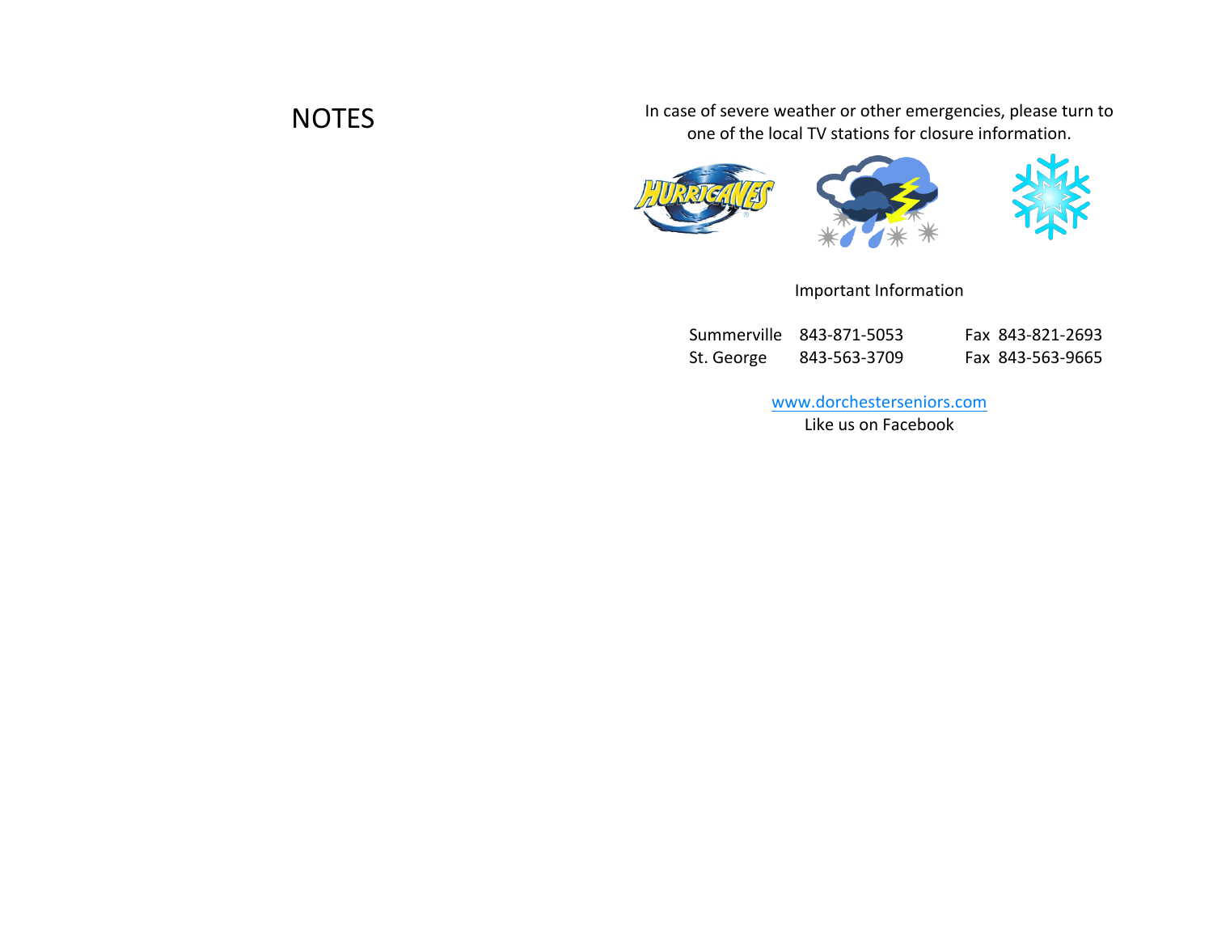# NOTES

In case of severe weather or other emergencies, please turn to one of the local TV stations for closure information.

Important Information

| | | |
|---|---|---|
| Summerville | 843-871-5053 | Fax 843-821-2693 |
| St. George | 843-563-3709 | Fax 843-563-9665 |

www.dorchesterseniors.com

Like us on Facebook